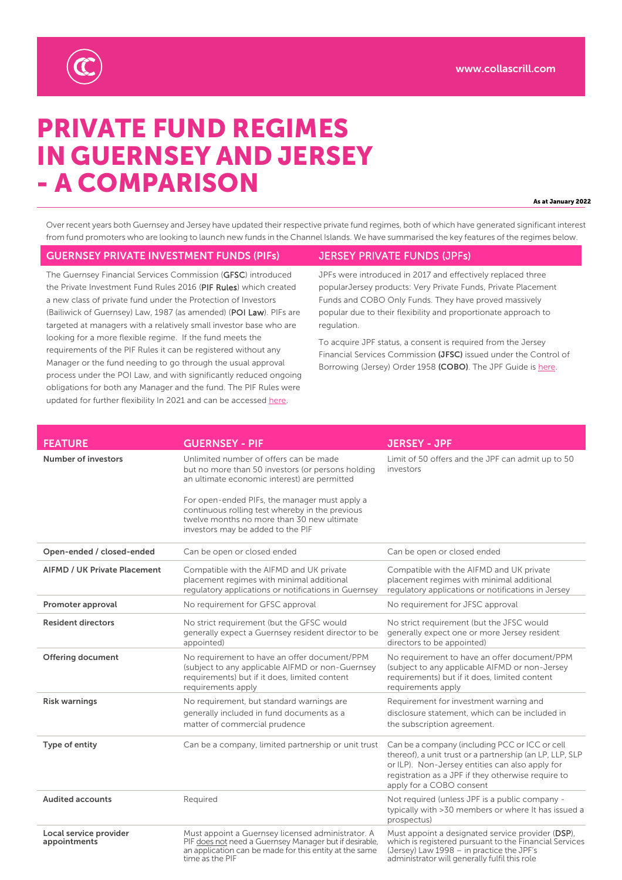# PRIVATE FUND REGIMES IN GUERNSEY AND JERSEY - A COMPARISON

**As at January 2022**

Over recent years both Guernsey and Jersey have updated their respective private fund regimes, both of which have generated significant interest from fund promoters who are looking to launch new funds in the Channel Islands. We have summarised the key features of the regimes below.

## GUERNSEY PRIVATE INVESTMENT FUNDS (PIFs)

The Guernsey Financial Services Commission (**GFSC**) introduced the Private Investment Fund Rules 2016 (**PIF Rules**) which created a new class of private fund under the Protection of Investors (Bailiwick of Guernsey) Law, 1987 (as amended) (**POI Law**). PIFs are targeted at managers with a relatively small investor base who are looking for a more flexible regime. If the fund meets the requirements of the PIF Rules it can be registered without any Manager or the fund needing to go through the usual approval process under the POI Law, and with significantly reduced ongoing obligations for both any Manager and the fund. The PIF Rules were updated for further flexibility In 2021 and can be accessed here.

## JERSEY PRIVATE FUNDS (JPFs)

JPFs were introduced in 2017 and effectively replaced three popularJersey products: Very Private Funds, Private Placement Funds and COBO Only Funds. They have proved massively popular due to their flexibility and proportionate approach to regulation.

To acquire JPF status, a consent is required from the Jersey Financial Services Commission **(JFSC)** issued under the Control of Borrowing (Jersey) Order 1958 **(COBO)**. The JPF Guide is here.

| FEATURE | GUERNSEY - PIF | JERSEY - JPF |
|---|---|---|
| **Number of investors** | Unlimited number of offers can be made but no more than 50 investors (or persons holding an ultimate economic interest) are permitted<br><br>For open-ended PIFs, the manager must apply a continuous rolling test whereby in the previous twelve months no more than 30 new ultimate investors may be added to the PIF | Limit of 50 offers and the JPF can admit up to 50 investors |
| **Open-ended / closed-ended** | Can be open or closed ended | Can be open or closed ended |
| **AIFMD / UK Private Placement** | Compatible with the AIFMD and UK private placement regimes with minimal additional regulatory applications or notifications in Guernsey | Compatible with the AIFMD and UK private placement regimes with minimal additional regulatory applications or notifications in Jersey |
| **Promoter approval** | No requirement for GFSC approval | No requirement for JFSC approval |
| **Resident directors** | No strict requirement (but the GFSC would generally expect a Guernsey resident director to be appointed) | No strict requirement (but the JFSC would generally expect one or more Jersey resident directors to be appointed) |
| **Offering document** | No requirement to have an offer document/PPM (subject to any applicable AIFMD or non-Guernsey requirements) but if it does, limited content requirements apply | No requirement to have an offer document/PPM (subject to any applicable AIFMD or non-Jersey requirements) but if it does, limited content requirements apply |
| **Risk warnings** | No requirement, but standard warnings are generally included in fund documents as a matter of commercial prudence | Requirement for investment warning and disclosure statement, which can be included in the subscription agreement. |
| **Type of entity** | Can be a company, limited partnership or unit trust | Can be a company (including PCC or ICC or cell thereof), a unit trust or a partnership (an LP, LLP, SLP or ILP). Non-Jersey entities can also apply for registration as a JPF if they otherwise require to apply for a COBO consent |
| **Audited accounts** | Required | Not required (unless JPF is a public company - typically with >30 members or where It has issued a prospectus) |
| **Local service provider appointments** | Must appoint a Guernsey licensed administrator. A PIF does not need a Guernsey Manager but if desirable, an application can be made for this entity at the same time as the PIF | Must appoint a designated service provider (**DSP**), which is registered pursuant to the Financial Services (Jersey) Law 1998 – in practice the JPF's administrator will generally fulfil this role |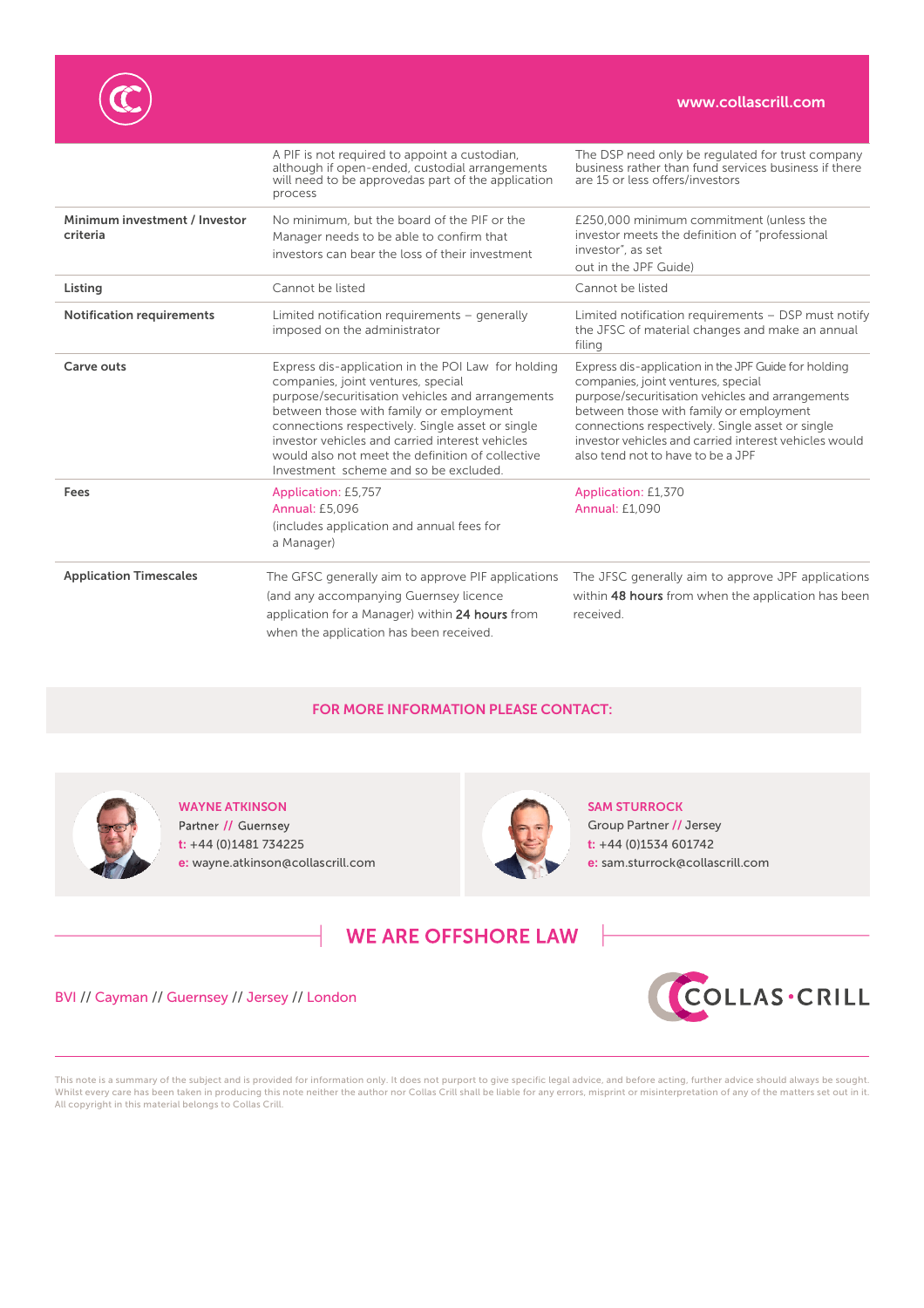| | | |
|---|---|---|
| | A PIF is not required to appoint a custodian, although if open-ended, custodial arrangements will need to be approvedas part of the application process | The DSP need only be regulated for trust company business rather than fund services business if there are 15 or less offers/investors |
| **Minimum investment / Investor criteria** | No minimum, but the board of the PIF or the Manager needs to be able to confirm that investors can bear the loss of their investment | £250,000 minimum commitment (unless the investor meets the definition of "professional investor", as set out in the JPF Guide) |
| **Listing** | Cannot be listed | Cannot be listed |
| **Notification requirements** | Limited notification requirements – generally imposed on the administrator | Limited notification requirements – DSP must notify the JFSC of material changes and make an annual filing |
| **Carve outs** | Express dis-application in the POI Law for holding companies, joint ventures, special purpose/securitisation vehicles and arrangements between those with family or employment connections respectively. Single asset or single investor vehicles and carried interest vehicles would also not meet the definition of collective Investment scheme and so be excluded. | Express dis-application in the JPF Guide for holding companies, joint ventures, special purpose/securitisation vehicles and arrangements between those with family or employment connections respectively. Single asset or single investor vehicles and carried interest vehicles would also tend not to have to be a JPF |
| **Fees** | Application: £5,757<br>Annual: £5,096<br>(includes application and annual fees for a Manager) | Application: £1,370<br>Annual: £1,090 |
| **Application Timescales** | The GFSC generally aim to approve PIF applications (and any accompanying Guernsey licence application for a Manager) within **24 hours** from when the application has been received. | The JFSC generally aim to approve JPF applications within **48 hours** from when the application has been received. |

## FOR MORE INFORMATION PLEASE CONTACT:

**WAYNE ATKINSON**
Partner // Guernsey
t: +44 (0)1481 734225
e: wayne.atkinson@collascrill.com

**SAM STURROCK**
Group Partner // Jersey
t: +44 (0)1534 601742
e: sam.sturrock@collascrill.com

## WE ARE OFFSHORE LAW

BVI // Cayman // Guernsey // Jersey // London

COLLAS·CRILL

This note is a summary of the subject and is provided for information only. It does not purport to give specific legal advice, and before acting, further advice should always be sought. Whilst every care has been taken in producing this note neither the author nor Collas Crill shall be liable for any errors, misprint or misinterpretation of any of the matters set out in it. All copyright in this material belongs to Collas Crill.